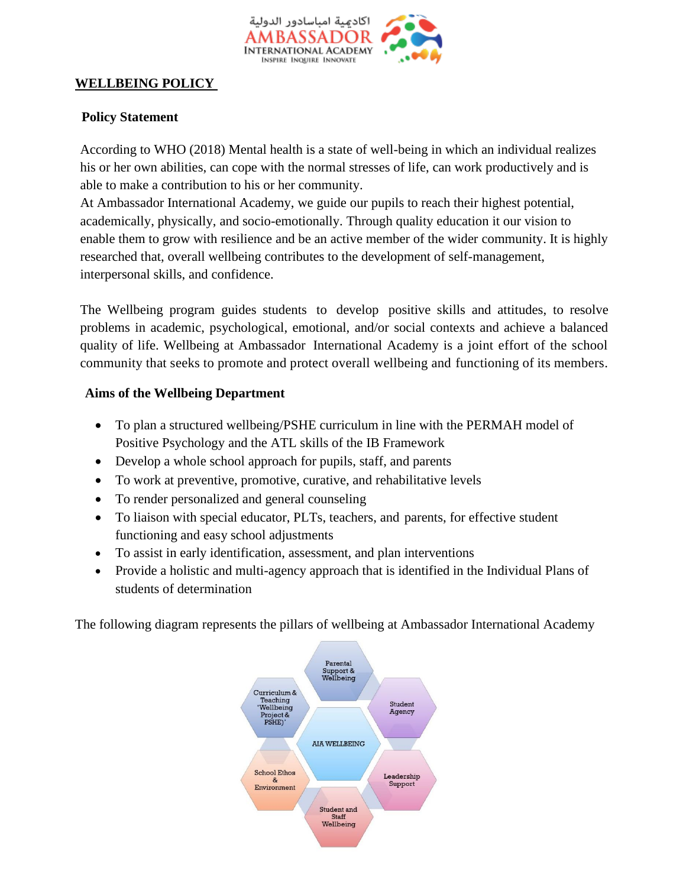# WELLBEING POLICY

## Policy Statement

According to WHO (2018) Mental health is a state of well-being in which an individual realizes his or her own abilities, can cope with the normal stresses of life, can work productively and is able to make a contribution to his or her community.
At Ambassador International Academy, we guide our pupils to reach their highest potential, academically, physically, and socio-emotionally. Through quality education it our vision to enable them to grow with resilience and be an active member of the wider community. It is highly researched that, overall wellbeing contributes to the development of self-management, interpersonal skills, and confidence.

The Wellbeing program guides students to develop positive skills and attitudes, to resolve problems in academic, psychological, emotional, and/or social contexts and achieve a balanced quality of life. Wellbeing at Ambassador International Academy is a joint effort of the school community that seeks to promote and protect overall wellbeing and functioning of its members.

## Aims of the Wellbeing Department

- To plan a structured wellbeing/PSHE curriculum in line with the PERMAH model of Positive Psychology and the ATL skills of the IB Framework
- Develop a whole school approach for pupils, staff, and parents
- To work at preventive, promotive, curative, and rehabilitative levels
- To render personalized and general counseling
- To liaison with special educator, PLTs, teachers, and parents, for effective student functioning and easy school adjustments
- To assist in early identification, assessment, and plan interventions
- Provide a holistic and multi-agency approach that is identified in the Individual Plans of students of determination

The following diagram represents the pillars of wellbeing at Ambassador International Academy

AIA WELLBEING

- Parental Support & Wellbeing
- Student Agency
- Leadership Support
- Student and Staff Wellbeing
- School Ethos & Environment
- Curriculum & Teaching 'Wellbeing Project & PSHE)'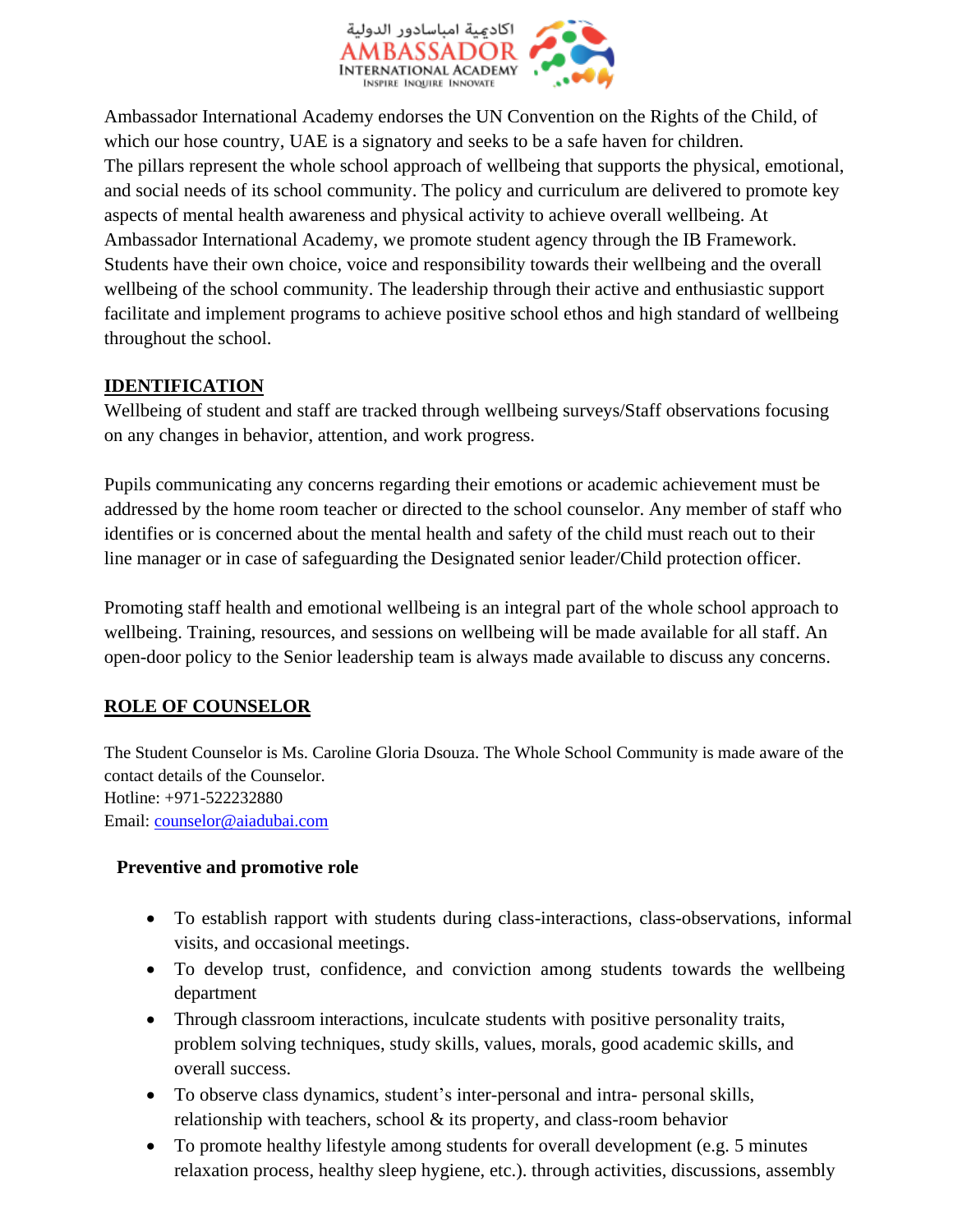Ambassador International Academy endorses the UN Convention on the Rights of the Child, of which our hose country, UAE is a signatory and seeks to be a safe haven for children.
The pillars represent the whole school approach of wellbeing that supports the physical, emotional, and social needs of its school community. The policy and curriculum are delivered to promote key aspects of mental health awareness and physical activity to achieve overall wellbeing. At Ambassador International Academy, we promote student agency through the IB Framework. Students have their own choice, voice and responsibility towards their wellbeing and the overall wellbeing of the school community. The leadership through their active and enthusiastic support facilitate and implement programs to achieve positive school ethos and high standard of wellbeing throughout the school.

## IDENTIFICATION

Wellbeing of student and staff are tracked through wellbeing surveys/Staff observations focusing on any changes in behavior, attention, and work progress.

Pupils communicating any concerns regarding their emotions or academic achievement must be addressed by the home room teacher or directed to the school counselor. Any member of staff who identifies or is concerned about the mental health and safety of the child must reach out to their line manager or in case of safeguarding the Designated senior leader/Child protection officer.

Promoting staff health and emotional wellbeing is an integral part of the whole school approach to wellbeing. Training, resources, and sessions on wellbeing will be made available for all staff. An open-door policy to the Senior leadership team is always made available to discuss any concerns.

## ROLE OF COUNSELOR

The Student Counselor is Ms. Caroline Gloria Dsouza. The Whole School Community is made aware of the contact details of the Counselor.
Hotline: +971-522232880
Email: counselor@aiadubai.com

### Preventive and promotive role

- To establish rapport with students during class-interactions, class-observations, informal visits, and occasional meetings.
- To develop trust, confidence, and conviction among students towards the wellbeing department
- Through classroom interactions, inculcate students with positive personality traits, problem solving techniques, study skills, values, morals, good academic skills, and overall success.
- To observe class dynamics, student's inter-personal and intra- personal skills, relationship with teachers, school & its property, and class-room behavior
- To promote healthy lifestyle among students for overall development (e.g. 5 minutes relaxation process, healthy sleep hygiene, etc.). through activities, discussions, assembly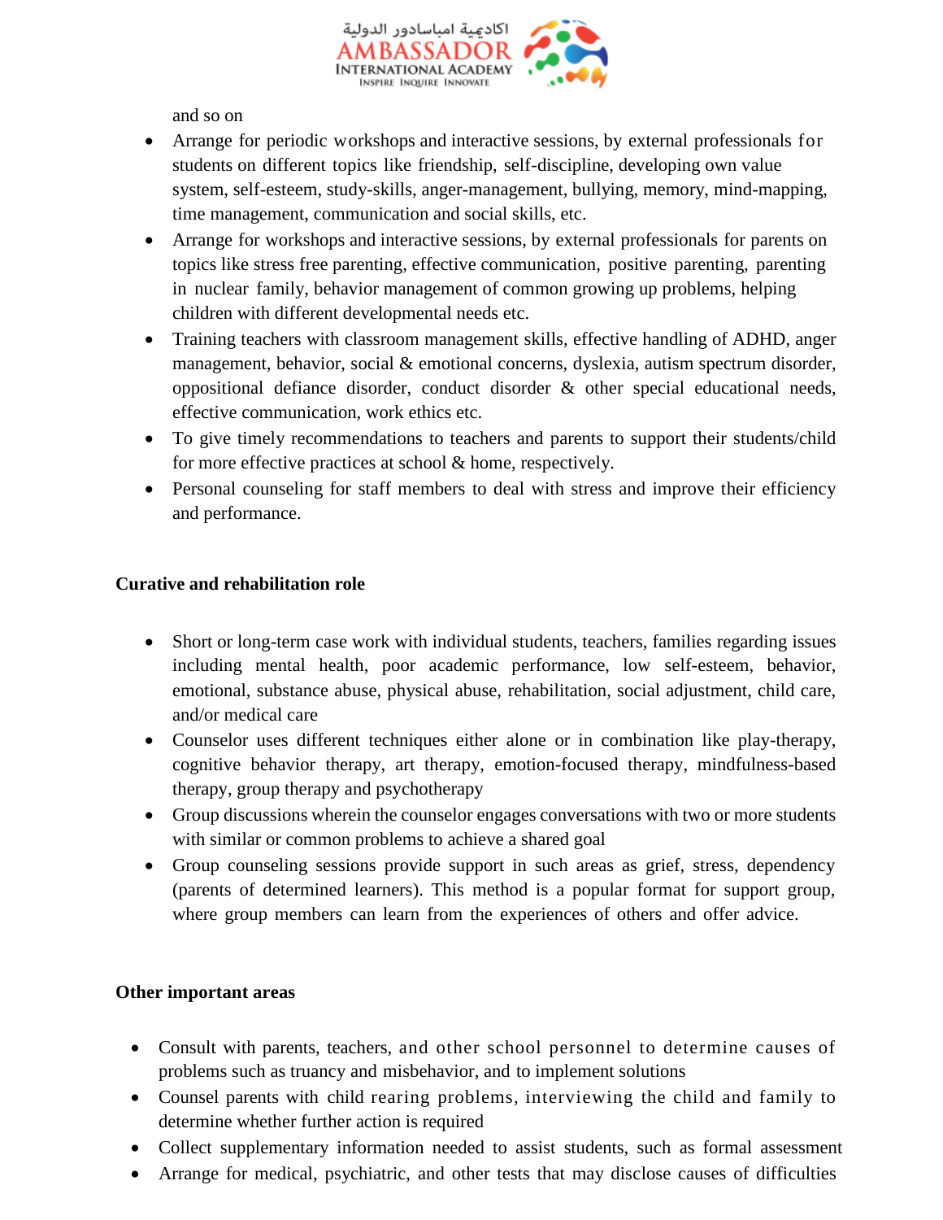and so on

- Arrange for periodic workshops and interactive sessions, by external professionals for students on different topics like friendship, self-discipline, developing own value system, self-esteem, study-skills, anger-management, bullying, memory, mind-mapping, time management, communication and social skills, etc.
- Arrange for workshops and interactive sessions, by external professionals for parents on topics like stress free parenting, effective communication, positive parenting, parenting in nuclear family, behavior management of common growing up problems, helping children with different developmental needs etc.
- Training teachers with classroom management skills, effective handling of ADHD, anger management, behavior, social & emotional concerns, dyslexia, autism spectrum disorder, oppositional defiance disorder, conduct disorder & other special educational needs, effective communication, work ethics etc.
- To give timely recommendations to teachers and parents to support their students/child for more effective practices at school & home, respectively.
- Personal counseling for staff members to deal with stress and improve their efficiency and performance.

**Curative and rehabilitation role**

- Short or long-term case work with individual students, teachers, families regarding issues including mental health, poor academic performance, low self-esteem, behavior, emotional, substance abuse, physical abuse, rehabilitation, social adjustment, child care, and/or medical care
- Counselor uses different techniques either alone or in combination like play-therapy, cognitive behavior therapy, art therapy, emotion-focused therapy, mindfulness-based therapy, group therapy and psychotherapy
- Group discussions wherein the counselor engages conversations with two or more students with similar or common problems to achieve a shared goal
- Group counseling sessions provide support in such areas as grief, stress, dependency (parents of determined learners). This method is a popular format for support group, where group members can learn from the experiences of others and offer advice.

**Other important areas**

- Consult with parents, teachers, and other school personnel to determine causes of problems such as truancy and misbehavior, and to implement solutions
- Counsel parents with child rearing problems, interviewing the child and family to determine whether further action is required
- Collect supplementary information needed to assist students, such as formal assessment
- Arrange for medical, psychiatric, and other tests that may disclose causes of difficulties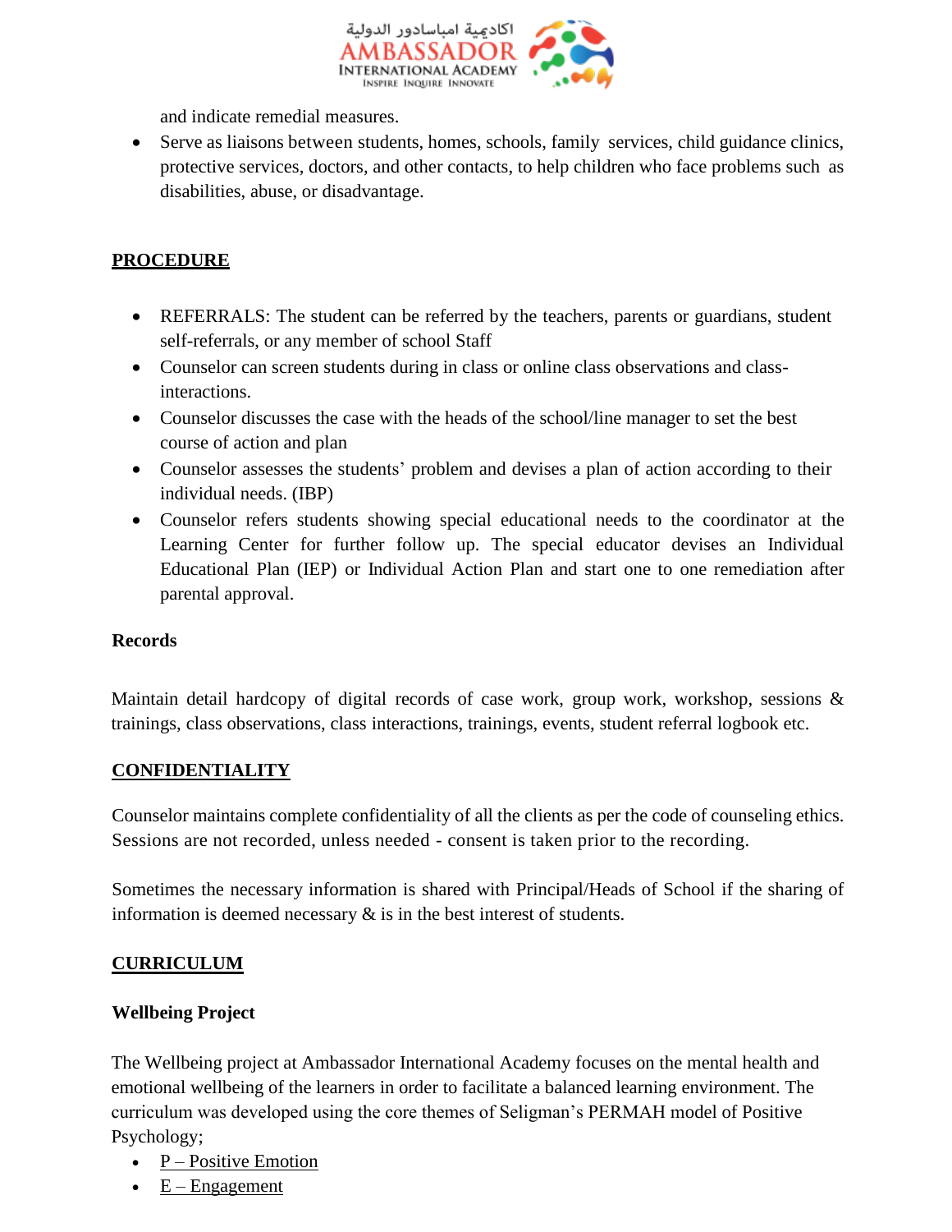and indicate remedial measures.

- Serve as liaisons between students, homes, schools, family services, child guidance clinics, protective services, doctors, and other contacts, to help children who face problems such as disabilities, abuse, or disadvantage.

## PROCEDURE

- REFERRALS: The student can be referred by the teachers, parents or guardians, student self-referrals, or any member of school Staff
- Counselor can screen students during in class or online class observations and class-interactions.
- Counselor discusses the case with the heads of the school/line manager to set the best course of action and plan
- Counselor assesses the students' problem and devises a plan of action according to their individual needs. (IBP)
- Counselor refers students showing special educational needs to the coordinator at the Learning Center for further follow up. The special educator devises an Individual Educational Plan (IEP) or Individual Action Plan and start one to one remediation after parental approval.

### Records

Maintain detail hardcopy of digital records of case work, group work, workshop, sessions & trainings, class observations, class interactions, trainings, events, student referral logbook etc.

## CONFIDENTIALITY

Counselor maintains complete confidentiality of all the clients as per the code of counseling ethics. Sessions are not recorded, unless needed - consent is taken prior to the recording.

Sometimes the necessary information is shared with Principal/Heads of School if the sharing of information is deemed necessary & is in the best interest of students.

## CURRICULUM

### Wellbeing Project

The Wellbeing project at Ambassador International Academy focuses on the mental health and emotional wellbeing of the learners in order to facilitate a balanced learning environment. The curriculum was developed using the core themes of Seligman's PERMAH model of Positive Psychology;

- P – Positive Emotion
- E – Engagement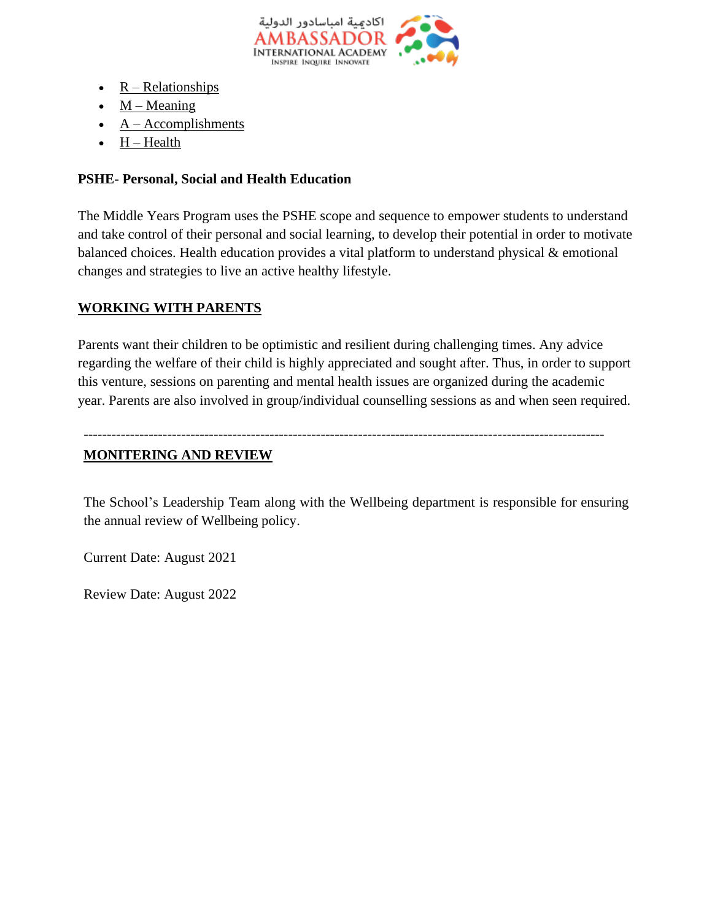- R – Relationships
- M – Meaning
- A – Accomplishments
- H – Health

**PSHE- Personal, Social and Health Education**

The Middle Years Program uses the PSHE scope and sequence to empower students to understand and take control of their personal and social learning, to develop their potential in order to motivate balanced choices. Health education provides a vital platform to understand physical & emotional changes and strategies to live an active healthy lifestyle.

**WORKING WITH PARENTS**

Parents want their children to be optimistic and resilient during challenging times. Any advice regarding the welfare of their child is highly appreciated and sought after. Thus, in order to support this venture, sessions on parenting and mental health issues are organized during the academic year. Parents are also involved in group/individual counselling sessions as and when seen required.

---

**MONITERING AND REVIEW**

The School's Leadership Team along with the Wellbeing department is responsible for ensuring the annual review of Wellbeing policy.

Current Date: August 2021

Review Date: August 2022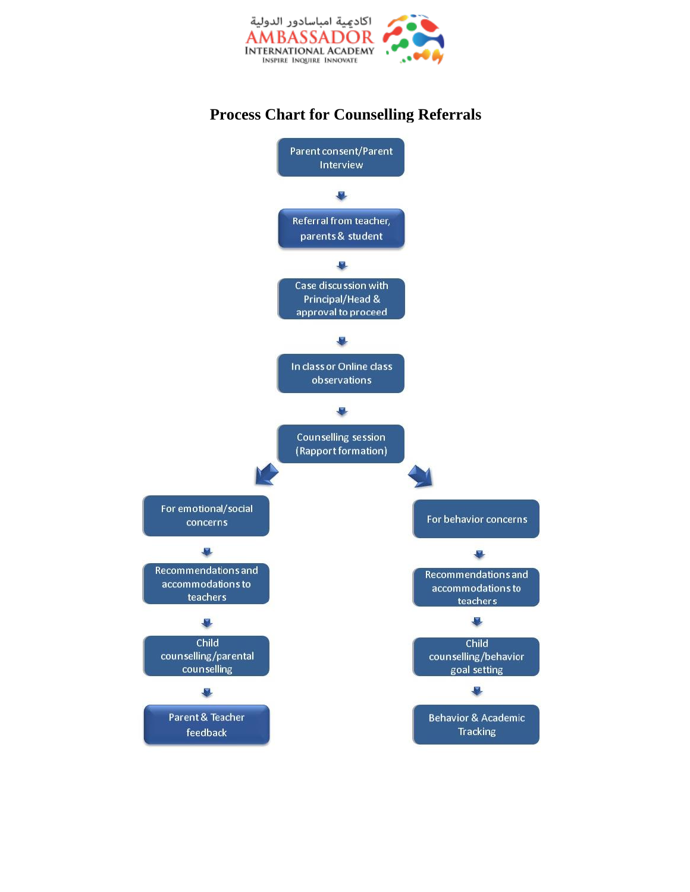اكاديمية امباسادور الدولية

AMBASSADOR INTERNATIONAL ACADEMY

INSPIRE INQUIRE INNOVATE

# Process Chart for Counselling Referrals

Parent consent/Parent Interview

Referral from teacher, parents & student

Case discussion with Principal/Head & approval to proceed

In class or Online class observations

Counselling session (Rapport formation)

For emotional/social concerns

Recommendations and accommodations to teachers

Child counselling/parental counselling

Parent & Teacher feedback

For behavior concerns

Recommendations and accommodations to teachers

Child counselling/behavior goal setting

Behavior & Academic Tracking